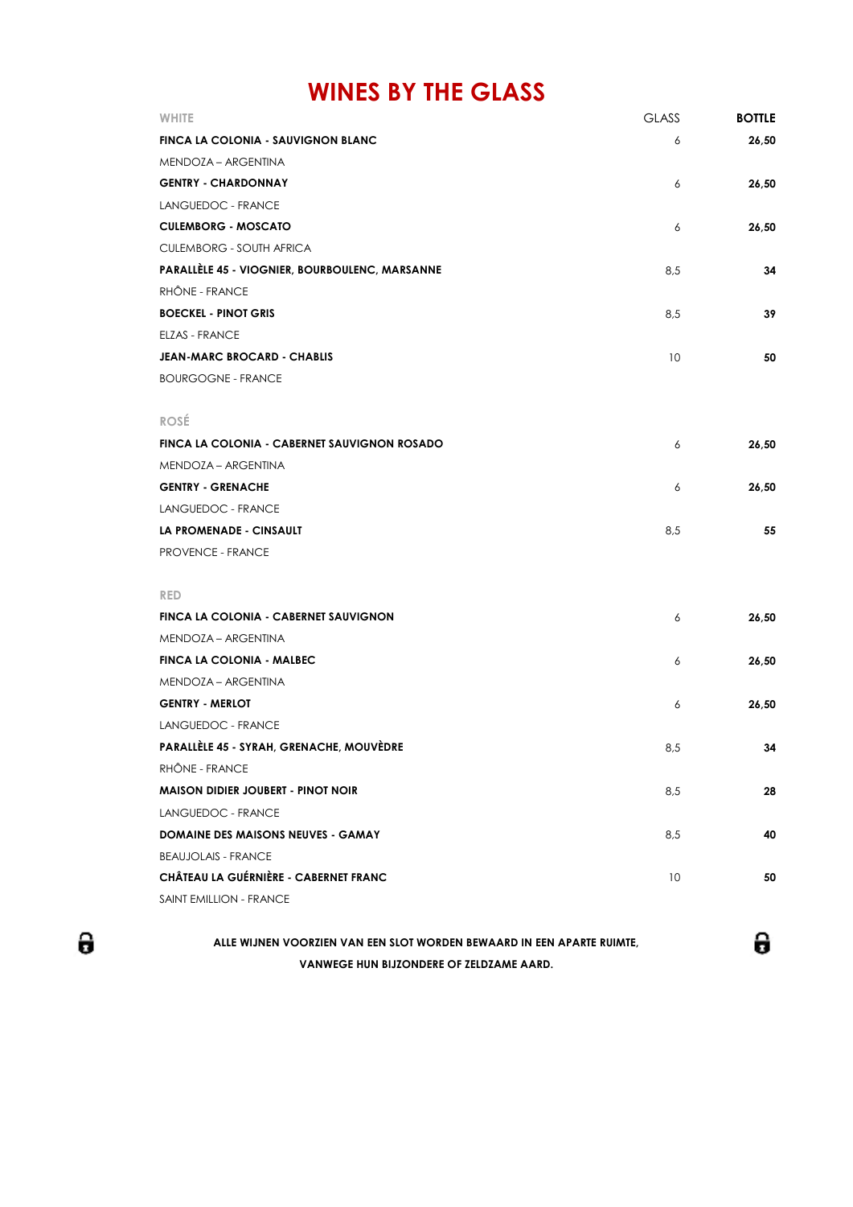# WINES BY THE GLASS

| WHITE | GLASS | BOTTLE |
|---|---|---|
| **FINCA LA COLONIA - SAUVIGNON BLANC** | 6 | **26,50** |
| MENDOZA – ARGENTINA | | |
| **GENTRY - CHARDONNAY** | 6 | **26,50** |
| LANGUEDOC - FRANCE | | |
| **CULEMBORG - MOSCATO** | 6 | **26,50** |
| CULEMBORG - SOUTH AFRICA | | |
| **PARALLÈLE 45 - VIOGNIER, BOURBOULENC, MARSANNE** | 8,5 | **34** |
| RHÔNE - FRANCE | | |
| **BOECKEL - PINOT GRIS** | 8,5 | **39** |
| ELZAS - FRANCE | | |
| **JEAN-MARC BROCARD - CHABLIS** | 10 | **50** |
| BOURGOGNE - FRANCE | | |

| ROSÉ | GLASS | BOTTLE |
|---|---|---|
| **FINCA LA COLONIA - CABERNET SAUVIGNON ROSADO** | 6 | **26,50** |
| MENDOZA – ARGENTINA | | |
| **GENTRY - GRENACHE** | 6 | **26,50** |
| LANGUEDOC - FRANCE | | |
| **LA PROMENADE - CINSAULT** | 8,5 | **55** |
| PROVENCE - FRANCE | | |

| RED | GLASS | BOTTLE |
|---|---|---|
| **FINCA LA COLONIA - CABERNET SAUVIGNON** | 6 | **26,50** |
| MENDOZA – ARGENTINA | | |
| **FINCA LA COLONIA - MALBEC** | 6 | **26,50** |
| MENDOZA – ARGENTINA | | |
| **GENTRY - MERLOT** | 6 | **26,50** |
| LANGUEDOC - FRANCE | | |
| **PARALLÈLE 45 - SYRAH, GRENACHE, MOUVÈDRE** | 8,5 | **34** |
| RHÔNE - FRANCE | | |
| **MAISON DIDIER JOUBERT - PINOT NOIR** | 8,5 | **28** |
| LANGUEDOC - FRANCE | | |
| **DOMAINE DES MAISONS NEUVES - GAMAY** | 8,5 | **40** |
| BEAUJOLAIS - FRANCE | | |
| **CHÂTEAU LA GUÉRNIÈRE - CABERNET FRANC** | 10 | **50** |
| SAINT EMILLION - FRANCE | | |

**ALLE WIJNEN VOORZIEN VAN EEN SLOT WORDEN BEWAARD IN EEN APARTE RUIMTE, VANWEGE HUN BIJZONDERE OF ZELDZAME AARD.**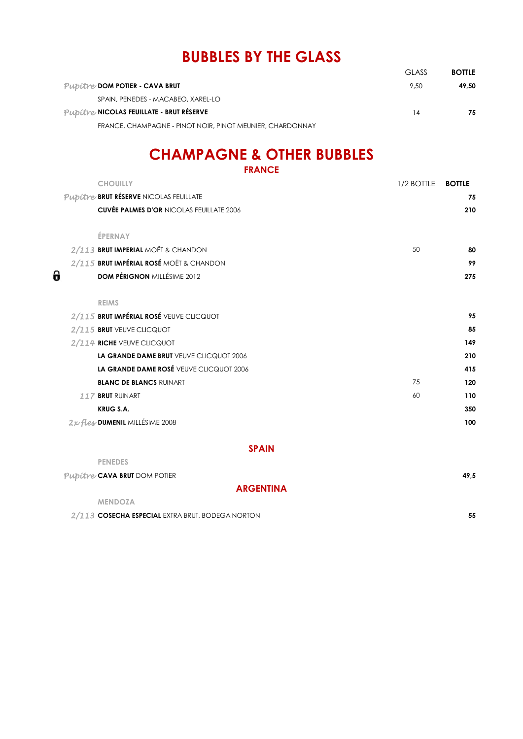# BUBBLES BY THE GLASS

| | | GLASS | BOTTLE |
|---|---|---|---|
| *Pupitre* | **DOM POTIER - CAVA BRUT** | 9,50 | **49,50** |
| | SPAIN, PENEDES - MACABEO, XAREL-LO | | |
| *Pupitre* | **NICOLAS FEUILLATE - BRUT RÉSERVE** | 14 | **75** |
| | FRANCE, CHAMPAGNE - PINOT NOIR, PINOT MEUNIER, CHARDONNAY | | |

# CHAMPAGNE & OTHER BUBBLES

## FRANCE

| | CHOUILLY | 1/2 BOTTLE | BOTTLE |
|---|---|---|---|
| *Pupitre* | **BRUT RÉSERVE** NICOLAS FEUILLATE | | **75** |
| | **CUVÉE PALMES D'OR** NICOLAS FEUILLATE 2006 | | **210** |
| | **ÉPERNAY** | | |
| *2/113* | **BRUT IMPERIAL** MOËT & CHANDON | 50 | **80** |
| *2/115* | **BRUT IMPÉRIAL ROSÉ** MOËT & CHANDON | | **99** |
| | **DOM PÉRIGNON** MILLÉSIME 2012 | | **275** |
| | **REIMS** | | |
| *2/115* | **BRUT IMPÉRIAL ROSÉ** VEUVE CLICQUOT | | **95** |
| *2/115* | **BRUT** VEUVE CLICQUOT | | **85** |
| *2/114* | **RICHE** VEUVE CLICQUOT | | **149** |
| | **LA GRANDE DAME BRUT** VEUVE CLICQUOT 2006 | | **210** |
| | **LA GRANDE DAME ROSÉ** VEUVE CLICQUOT 2006 | | **415** |
| | **BLANC DE BLANCS** RUINART | 75 | **120** |
| *117* | **BRUT** RUINART | 60 | **110** |
| | **KRUG S.A.** | | **350** |
| *2x fles* | **DUMENIL** MILLÉSIME 2008 | | **100** |

## SPAIN

| | PENEDES | | BOTTLE |
|---|---|---|---|
| *Pupitre* | **CAVA BRUT** DOM POTIER | | **49,5** |

## ARGENTINA

| | MENDOZA | | BOTTLE |
|---|---|---|---|
| *2/113* | **COSECHA ESPECIAL** EXTRA BRUT, BODEGA NORTON | | **55** |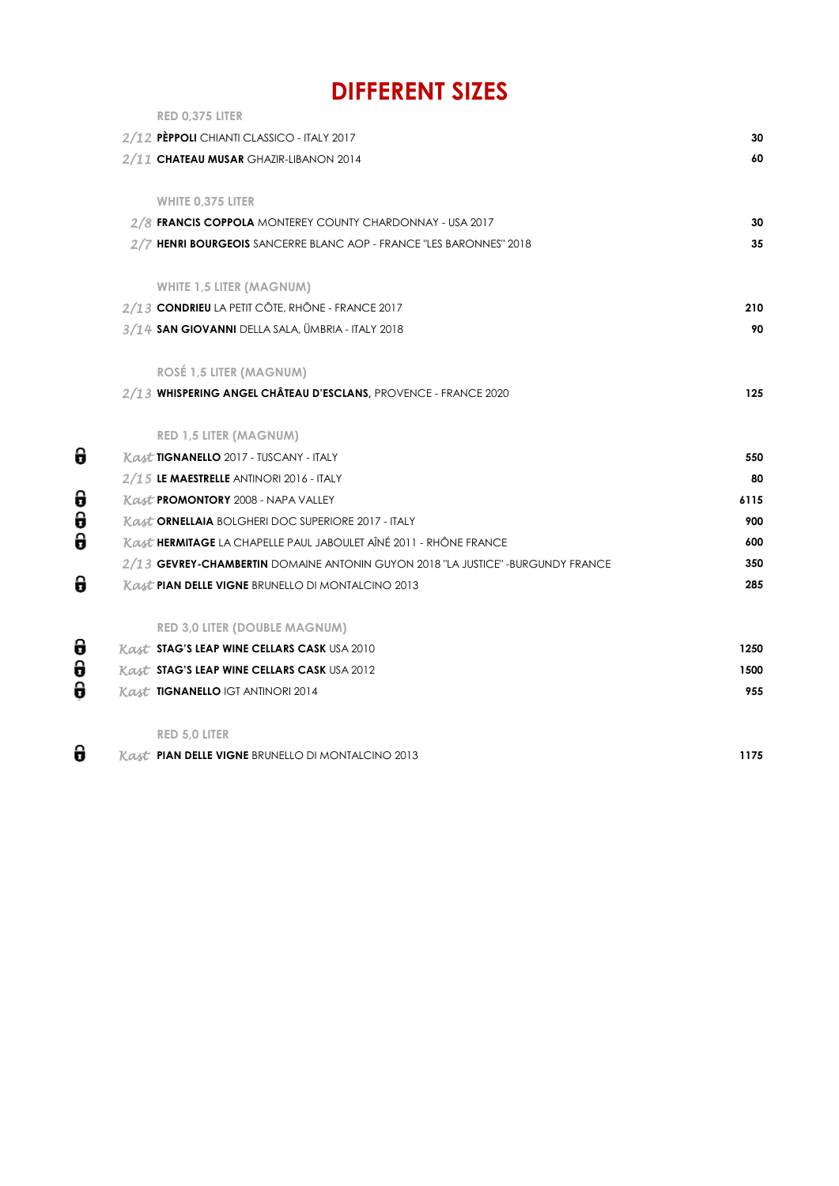# DIFFERENT SIZES

**RED 0,375 LITER**

| | | |
|---|---|---|
| 2/12 | **PÈPPOLI** CHIANTI CLASSICO - ITALY 2017 | **30** |
| 2/11 | **CHATEAU MUSAR** GHAZIR-LIBANON 2014 | **60** |

**WHITE 0,375 LITER**

| | | |
|---|---|---|
| 2/8 | **FRANCIS COPPOLA** MONTEREY COUNTY CHARDONNAY - USA 2017 | **30** |
| 2/7 | **HENRI BOURGEOIS** SANCERRE BLANC AOP - FRANCE "LES BARONNES" 2018 | **35** |

**WHITE 1,5 LITER (MAGNUM)**

| | | |
|---|---|---|
| 2/13 | **CONDRIEU** LA PETIT CÔTE, RHÔNE - FRANCE 2017 | **210** |
| 3/14 | **SAN GIOVANNI** DELLA SALA, ÚMBRIA - ITALY 2018 | **90** |

**ROSÉ 1,5 LITER (MAGNUM)**

| | | |
|---|---|---|
| 2/13 | **WHISPERING ANGEL CHÂTEAU D'ESCLANS,** PROVENCE - FRANCE 2020 | **125** |

**RED 1,5 LITER (MAGNUM)**

| | | |
|---|---|---|
| Kast | **TIGNANELLO** 2017 - TUSCANY - ITALY | **550** |
| 2/15 | **LE MAESTRELLE** ANTINORI 2016 - ITALY | **80** |
| Kast | **PROMONTORY** 2008 - NAPA VALLEY | **6115** |
| Kast | **ORNELLAIA** BOLGHERI DOC SUPERIORE 2017 - ITALY | **900** |
| Kast | **HERMITAGE** LA CHAPELLE PAUL JABOULET AÎNÉ 2011 - RHÔNE FRANCE | **600** |
| 2/13 | **GEVREY-CHAMBERTIN** DOMAINE ANTONIN GUYON 2018 "LA JUSTICE" -BURGUNDY FRANCE | **350** |
| Kast | **PIAN DELLE VIGNE** BRUNELLO DI MONTALCINO 2013 | **285** |

**RED 3,0 LITER (DOUBLE MAGNUM)**

| | | |
|---|---|---|
| Kast | **STAG'S LEAP WINE CELLARS CASK** USA 2010 | **1250** |
| Kast | **STAG'S LEAP WINE CELLARS CASK** USA 2012 | **1500** |
| Kast | **TIGNANELLO** IGT ANTINORI 2014 | **955** |

**RED 5,0 LITER**

| | | |
|---|---|---|
| Kast | **PIAN DELLE VIGNE** BRUNELLO DI MONTALCINO 2013 | **1175** |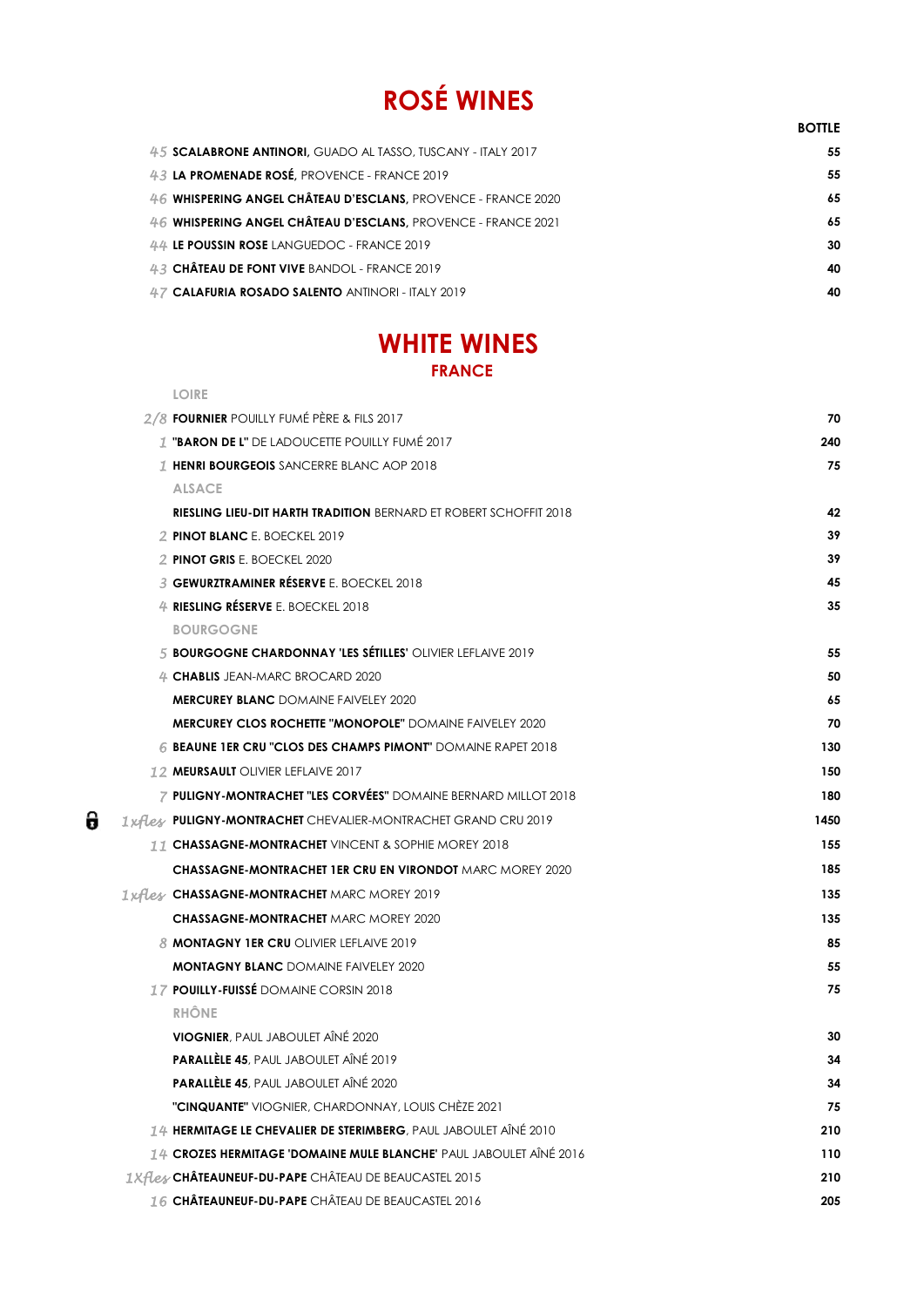# ROSÉ WINES

| | | BOTTLE |
|---|---|---|
| 45 | **SCALABRONE ANTINORI,** GUADO AL TASSO, TUSCANY - ITALY 2017 | 55 |
| 43 | **LA PROMENADE ROSÉ,** PROVENCE - FRANCE 2019 | 55 |
| 46 | **WHISPERING ANGEL CHÂTEAU D'ESCLANS,** PROVENCE - FRANCE 2020 | 65 |
| 46 | **WHISPERING ANGEL CHÂTEAU D'ESCLANS,** PROVENCE - FRANCE 2021 | 65 |
| 44 | **LE POUSSIN ROSE** LANGUEDOC - FRANCE 2019 | 30 |
| 43 | **CHÂTEAU DE FONT VIVE** BANDOL - FRANCE 2019 | 40 |
| 47 | **CALAFURIA ROSADO SALENTO** ANTINORI - ITALY 2019 | 40 |

# WHITE WINES

## FRANCE

| | | |
|---|---|---|
| | **LOIRE** | |
| 2/8 | **FOURNIER** POUILLY FUMÉ PÈRE & FILS 2017 | 70 |
| 1 | **"BARON DE L"** DE LADOUCETTE POUILLY FUMÉ 2017 | 240 |
| 1 | **HENRI BOURGEOIS** SANCERRE BLANC AOP 2018 | 75 |
| | **ALSACE** | |
| | **RIESLING LIEU-DIT HARTH TRADITION** BERNARD ET ROBERT SCHOFFIT 2018 | 42 |
| 2 | **PINOT BLANC** E. BOECKEL 2019 | 39 |
| 2 | **PINOT GRIS** E. BOECKEL 2020 | 39 |
| 3 | **GEWURZTRAMINER RÉSERVE** E. BOECKEL 2018 | 45 |
| 4 | **RIESLING RÉSERVE** E. BOECKEL 2018 | 35 |
| | **BOURGOGNE** | |
| 5 | **BOURGOGNE CHARDONNAY 'LES SÉTILLES'** OLIVIER LEFLAIVE 2019 | 55 |
| 4 | **CHABLIS** JEAN-MARC BROCARD 2020 | 50 |
| | **MERCUREY BLANC** DOMAINE FAIVELEY 2020 | 65 |
| | **MERCUREY CLOS ROCHETTE "MONOPOLE"** DOMAINE FAIVELEY 2020 | 70 |
| 6 | **BEAUNE 1ER CRU "CLOS DES CHAMPS PIMONT"** DOMAINE RAPET 2018 | 130 |
| 12 | **MEURSAULT** OLIVIER LEFLAIVE 2017 | 150 |
| 7 | **PULIGNY-MONTRACHET "LES CORVÉES"** DOMAINE BERNARD MILLOT 2018 | 180 |
| 1xfles | **PULIGNY-MONTRACHET** CHEVALIER-MONTRACHET GRAND CRU 2019 | 1450 |
| 11 | **CHASSAGNE-MONTRACHET** VINCENT & SOPHIE MOREY 2018 | 155 |
| | **CHASSAGNE-MONTRACHET 1ER CRU EN VIRONDOT** MARC MOREY 2020 | 185 |
| 1xfles | **CHASSAGNE-MONTRACHET** MARC MOREY 2019 | 135 |
| | **CHASSAGNE-MONTRACHET** MARC MOREY 2020 | 135 |
| 8 | **MONTAGNY 1ER CRU** OLIVIER LEFLAIVE 2019 | 85 |
| | **MONTAGNY BLANC** DOMAINE FAIVELEY 2020 | 55 |
| 17 | **POUILLY-FUISSÉ** DOMAINE CORSIN 2018 | 75 |
| | **RHÔNE** | |
| | **VIOGNIER**, PAUL JABOULET AÎNÉ 2020 | 30 |
| | **PARALLÈLE 45**, PAUL JABOULET AÎNÉ 2019 | 34 |
| | **PARALLÈLE 45**, PAUL JABOULET AÎNÉ 2020 | 34 |
| | **"CINQUANTE"** VIOGNIER, CHARDONNAY, LOUIS CHÈZE 2021 | 75 |
| 14 | **HERMITAGE LE CHEVALIER DE STERIMBERG**, PAUL JABOULET AÎNÉ 2010 | 210 |
| 14 | **CROZES HERMITAGE 'DOMAINE MULE BLANCHE'** PAUL JABOULET AÎNÉ 2016 | 110 |
| 1Xfles | **CHÂTEAUNEUF-DU-PAPE** CHÂTEAU DE BEAUCASTEL 2015 | 210 |
| 16 | **CHÂTEAUNEUF-DU-PAPE** CHÂTEAU DE BEAUCASTEL 2016 | 205 |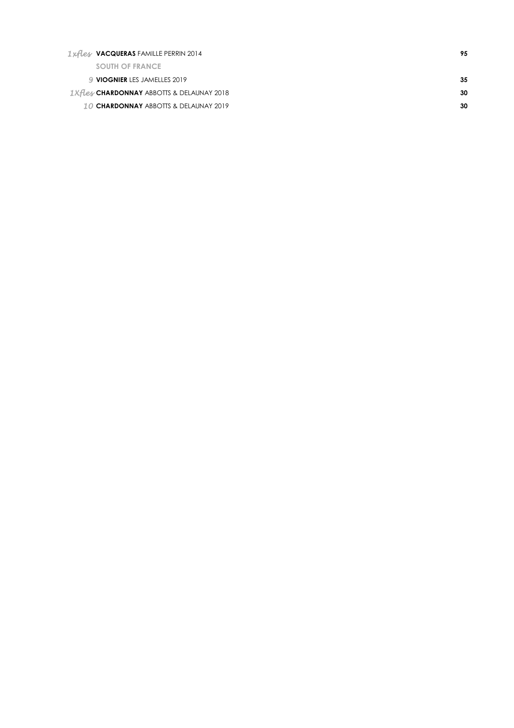| | | |
|---|---|---|
| *1xfles* | **VACQUERAS** FAMILLE PERRIN 2014 | **95** |
| | **SOUTH OF FRANCE** | |
| *9* | **VIOGNIER** LES JAMELLES 2019 | **35** |
| *1Xfles* | **CHARDONNAY** ABBOTTS & DELAUNAY 2018 | **30** |
| *10* | **CHARDONNAY** ABBOTTS & DELAUNAY 2019 | **30** |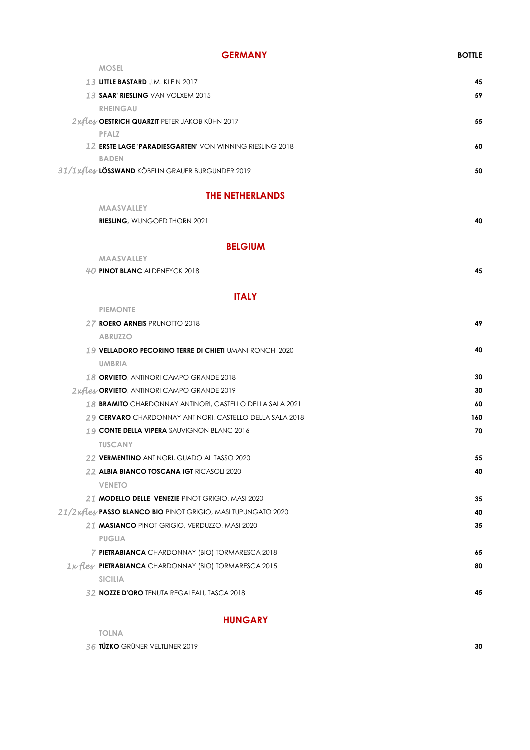## GERMANY

**BOTTLE**

MOSEL

*13* **LITTLE BASTARD** J.M. KLEIN 2017 — **45**

*13* **SAAR' RIESLING** VAN VOLXEM 2015 — **59**

RHEINGAU

*2xfles* **OESTRICH QUARZIT** PETER JAKOB KÜHN 2017 — **55**

PFALZ

*12* **ERSTE LAGE 'PARADIESGARTEN'** VON WINNING RIESLING 2018 — **60**

BADEN

*31/1xfles* **LÖSSWAND** KÖBELIN GRAUER BURGUNDER 2019 — **50**

## THE NETHERLANDS

MAASVALLEY

**RIESLING,** WIJNGOED THORN 2021 — **40**

## BELGIUM

MAASVALLEY

*40* **PINOT BLANC** ALDENEYCK 2018 — **45**

## ITALY

PIEMONTE

*27* **ROERO ARNEIS** PRUNOTTO 2018 — **49**

ABRUZZO

*19* **VELLADORO PECORINO TERRE DI CHIETI** UMANI RONCHI 2020 — **40**

UMBRIA

*18* **ORVIETO**, ANTINORI CAMPO GRANDE 2018 — **30**

*2xfles* **ORVIETO**, ANTINORI CAMPO GRANDE 2019 — **30**

*18* **BRAMITO** CHARDONNAY ANTINORI, CASTELLO DELLA SALA 2021 — **60**

*29* **CERVARO** CHARDONNAY ANTINORI, CASTELLO DELLA SALA 2018 — **160**

*19* **CONTE DELLA VIPERA** SAUVIGNON BLANC 2016 — **70**

TUSCANY

*22* **VERMENTINO** ANTINORI, GUADO AL TASSO 2020 — **55**

*22* **ALBIA BIANCO TOSCANA IGT** RICASOLI 2020 — **40**

VENETO

*21* **MODELLO DELLE VENEZIE** PINOT GRIGIO, MASI 2020 — **35**

*21/2xfles* **PASSO BLANCO BIO** PINOT GRIGIO, MASI TUPUNGATO 2020 — **40**

*21* **MASIANCO** PINOT GRIGIO, VERDUZZO, MASI 2020 — **35**

PUGLIA

*7* **PIETRABIANCA** CHARDONNAY (BIO) TORMARESCA 2018 — **65**

*1xfles* **PIETRABIANCA** CHARDONNAY (BIO) TORMARESCA 2015 — **80**

SICILIA

*32* **NOZZE D'ORO** TENUTA REGALEALI, TASCA 2018 — **45**

## HUNGARY

TOLNA

*36* **TÜZKO** GRÜNER VELTLINER 2019 — **30**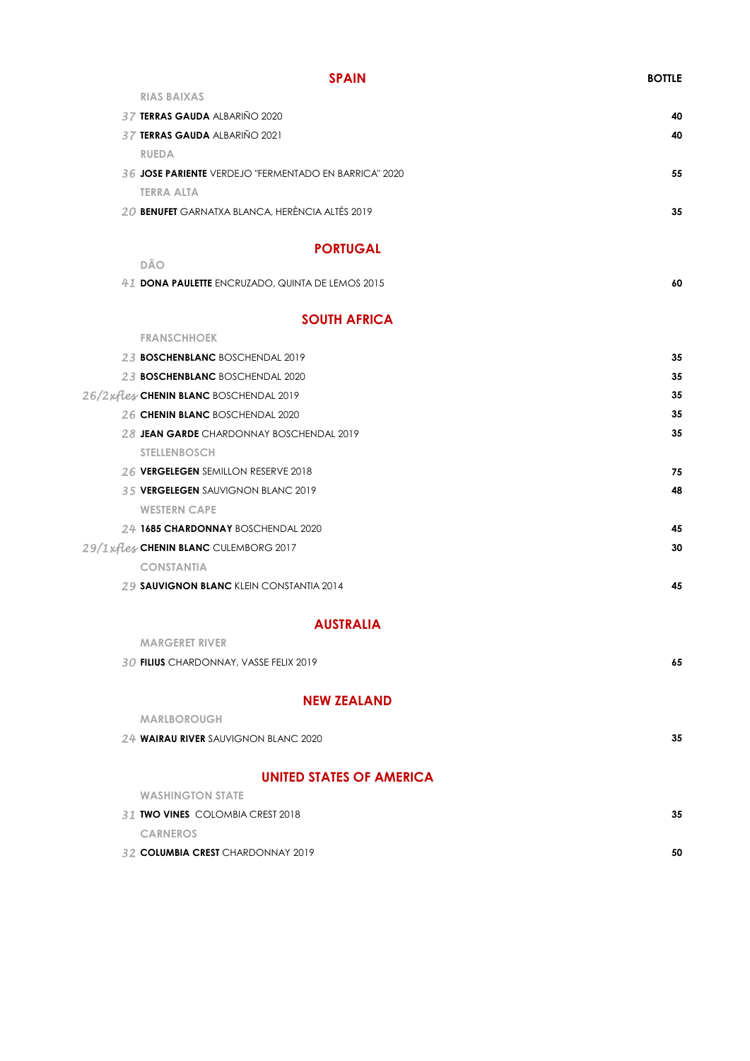## SPAIN

**BOTTLE**

RIAS BAIXAS

| | | |
|---|---|---|
| 37 | **TERRAS GAUDA** ALBARIÑO 2020 | 40 |
| 37 | **TERRAS GAUDA** ALBARIÑO 2021 | 40 |

RUEDA

| | | |
|---|---|---|
| 36 | **JOSE PARIENTE** VERDEJO "FERMENTADO EN BARRICA" 2020 | 55 |

TERRA ALTA

| | | |
|---|---|---|
| 20 | **BENUFET** GARNATXA BLANCA, HERÈNCIA ALTÉS 2019 | 35 |

## PORTUGAL

DÃO

| | | |
|---|---|---|
| 41 | **DONA PAULETTE** ENCRUZADO, QUINTA DE LEMOS 2015 | 60 |

## SOUTH AFRICA

FRANSCHHOEK

| | | |
|---|---|---|
| 23 | **BOSCHENBLANC** BOSCHENDAL 2019 | 35 |
| 23 | **BOSCHENBLANC** BOSCHENDAL 2020 | 35 |
| 26/2xfles | **CHENIN BLANC** BOSCHENDAL 2019 | 35 |
| 26 | **CHENIN BLANC** BOSCHENDAL 2020 | 35 |
| 28 | **JEAN GARDE** CHARDONNAY BOSCHENDAL 2019 | 35 |

STELLENBOSCH

| | | |
|---|---|---|
| 26 | **VERGELEGEN** SEMILLON RESERVE 2018 | 75 |
| 35 | **VERGELEGEN** SAUVIGNON BLANC 2019 | 48 |

WESTERN CAPE

| | | |
|---|---|---|
| 24 | **1685 CHARDONNAY** BOSCHENDAL 2020 | 45 |
| 29/1xfles | **CHENIN BLANC** CULEMBORG 2017 | 30 |

CONSTANTIA

| | | |
|---|---|---|
| 29 | **SAUVIGNON BLANC** KLEIN CONSTANTIA 2014 | 45 |

## AUSTRALIA

MARGERET RIVER

| | | |
|---|---|---|
| 30 | **FILIUS** CHARDONNAY, VASSE FELIX 2019 | 65 |

## NEW ZEALAND

MARLBOROUGH

| | | |
|---|---|---|
| 24 | **WAIRAU RIVER** SAUVIGNON BLANC 2020 | 35 |

## UNITED STATES OF AMERICA

WASHINGTON STATE

| | | |
|---|---|---|
| 31 | **TWO VINES** COLOMBIA CREST 2018 | 35 |

CARNEROS

| | | |
|---|---|---|
| 32 | **COLUMBIA CREST** CHARDONNAY 2019 | 50 |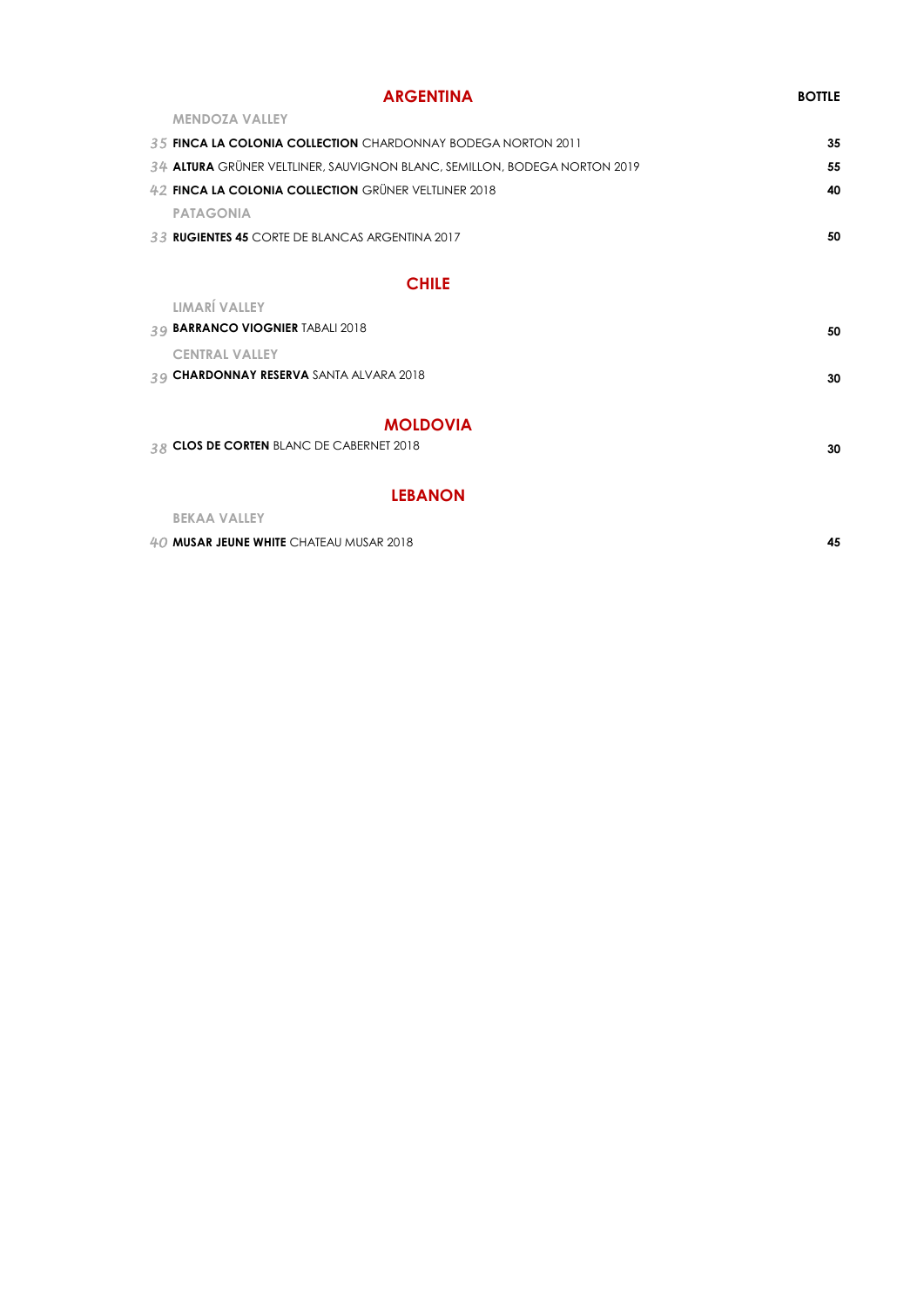## ARGENTINA

**BOTTLE**

**MENDOZA VALLEY**

| | Wine | Bottle |
|---|---|---|
| *35* | **FINCA LA COLONIA COLLECTION** CHARDONNAY BODEGA NORTON 2011 | **35** |
| *34* | **ALTURA** GRÜNER VELTLINER, SAUVIGNON BLANC, SEMILLON, BODEGA NORTON 2019 | **55** |
| *42* | **FINCA LA COLONIA COLLECTION** GRÜNER VELTLINER 2018 | **40** |

**PATAGONIA**

| | Wine | Bottle |
|---|---|---|
| *33* | **RUGIENTES 45** CORTE DE BLANCAS ARGENTINA 2017 | **50** |

## CHILE

**LIMARÍ VALLEY**

| | Wine | Bottle |
|---|---|---|
| *39* | **BARRANCO VIOGNIER** TABALI 2018 | **50** |

**CENTRAL VALLEY**

| | Wine | Bottle |
|---|---|---|
| *39* | **CHARDONNAY RESERVA** SANTA ALVARA 2018 | **30** |

## MOLDOVIA

| | Wine | Bottle |
|---|---|---|
| *38* | **CLOS DE CORTEN** BLANC DE CABERNET 2018 | **30** |

## LEBANON

**BEKAA VALLEY**

| | Wine | Bottle |
|---|---|---|
| *40* | **MUSAR JEUNE WHITE** CHATEAU MUSAR 2018 | **45** |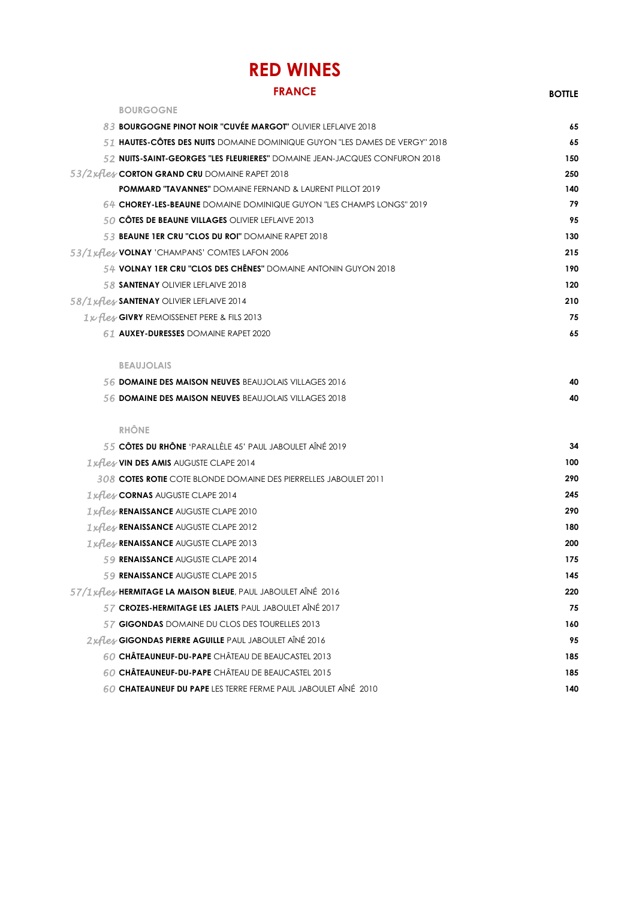# RED WINES

## FRANCE

| | BOTTLE |
|---|---|
| **BOURGOGNE** | |
| *83* **BOURGOGNE PINOT NOIR "CUVÉE MARGOT"** OLIVIER LEFLAIVE 2018 | 65 |
| *51* **HAUTES-CÔTES DES NUITS** DOMAINE DOMINIQUE GUYON "LES DAMES DE VERGY" 2018 | 65 |
| *52* **NUITS-SAINT-GEORGES "LES FLEURIERES"** DOMAINE JEAN-JACQUES CONFURON 2018 | 150 |
| *53/2xfles* **CORTON GRAND CRU** DOMAINE RAPET 2018 | 250 |
| **POMMARD "TAVANNES"** DOMAINE FERNAND & LAURENT PILLOT 2019 | 140 |
| *64* **CHOREY-LES-BEAUNE** DOMAINE DOMINIQUE GUYON "LES CHAMPS LONGS" 2019 | 79 |
| *50* **CÔTES DE BEAUNE VILLAGES** OLIVIER LEFLAIVE 2013 | 95 |
| *53* **BEAUNE 1ER CRU "CLOS DU ROI"** DOMAINE RAPET 2018 | 130 |
| *53/1xfles* **VOLNAY** 'CHAMPANS' COMTES LAFON 2006 | 215 |
| *54* **VOLNAY 1ER CRU "CLOS DES CHÊNES"** DOMAINE ANTONIN GUYON 2018 | 190 |
| *58* **SANTENAY** OLIVIER LEFLAIVE 2018 | 120 |
| *58/1xfles* **SANTENAY** OLIVIER LEFLAIVE 2014 | 210 |
| *1x fles* **GIVRY** REMOISSENET PERE & FILS 2013 | 75 |
| *61* **AUXEY-DURESSES** DOMAINE RAPET 2020 | 65 |
| **BEAUJOLAIS** | |
| *56* **DOMAINE DES MAISON NEUVES** BEAUJOLAIS VILLAGES 2016 | 40 |
| *56* **DOMAINE DES MAISON NEUVES** BEAUJOLAIS VILLAGES 2018 | 40 |
| **RHÔNE** | |
| *55* **CÔTES DU RHÔNE** 'PARALLÈLE 45' PAUL JABOULET AÎNÉ 2019 | 34 |
| *1xfles* **VIN DES AMIS** AUGUSTE CLAPE 2014 | 100 |
| *308* **COTES ROTIE** COTE BLONDE DOMAINE DES PIERRELLES JABOULET 2011 | 290 |
| *1xfles* **CORNAS** AUGUSTE CLAPE 2014 | 245 |
| *1xfles* **RENAISSANCE** AUGUSTE CLAPE 2010 | 290 |
| *1xfles* **RENAISSANCE** AUGUSTE CLAPE 2012 | 180 |
| *1xfles* **RENAISSANCE** AUGUSTE CLAPE 2013 | 200 |
| *59* **RENAISSANCE** AUGUSTE CLAPE 2014 | 175 |
| *59* **RENAISSANCE** AUGUSTE CLAPE 2015 | 145 |
| *57/1xfles* **HERMITAGE LA MAISON BLEUE**, PAUL JABOULET AÎNÉ 2016 | 220 |
| *57* **CROZES-HERMITAGE LES JALETS** PAUL JABOULET AÎNÉ 2017 | 75 |
| *57* **GIGONDAS** DOMAINE DU CLOS DES TOURELLES 2013 | 160 |
| *2xfles* **GIGONDAS PIERRE AGUILLE** PAUL JABOULET AÎNÉ 2016 | 95 |
| *60* **CHÂTEAUNEUF-DU-PAPE** CHÂTEAU DE BEAUCASTEL 2013 | 185 |
| *60* **CHÂTEAUNEUF-DU-PAPE** CHÂTEAU DE BEAUCASTEL 2015 | 185 |
| *60* **CHATEAUNEUF DU PAPE** LES TERRE FERME PAUL JABOULET AÎNÉ 2010 | 140 |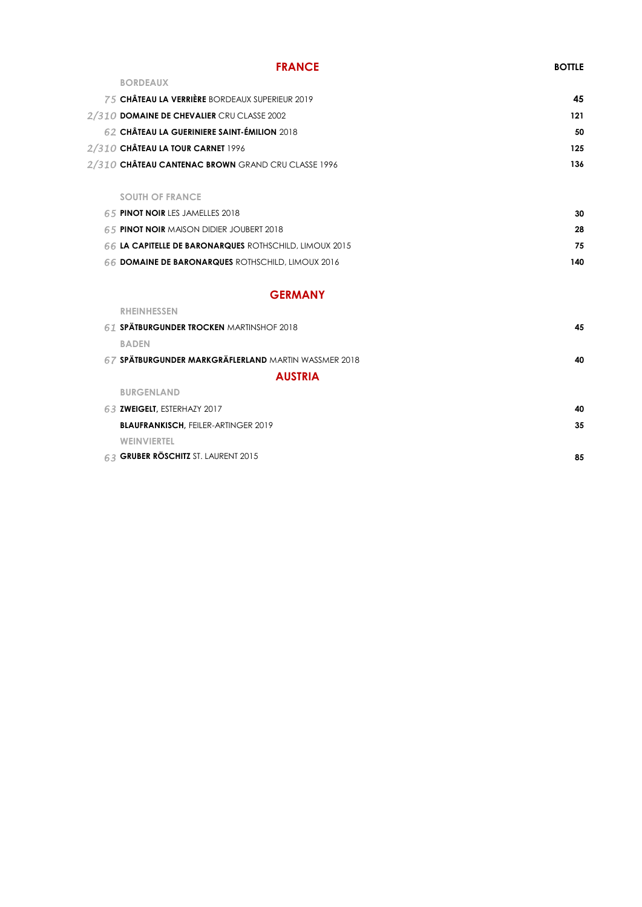## FRANCE

**BOTTLE**

### BORDEAUX

| | | |
|---|---|---|
| *75* | **CHÂTEAU LA VERRIÈRE** BORDEAUX SUPERIEUR 2019 | **45** |
| *2/310* | **DOMAINE DE CHEVALIER** CRU CLASSE 2002 | **121** |
| *62* | **CHÂTEAU LA GUERINIERE SAINT-ÉMILION** 2018 | **50** |
| *2/310* | **CHÂTEAU LA TOUR CARNET** 1996 | **125** |
| *2/310* | **CHÂTEAU CANTENAC BROWN** GRAND CRU CLASSE 1996 | **136** |

### SOUTH OF FRANCE

| | | |
|---|---|---|
| *65* | **PINOT NOIR** LES JAMELLES 2018 | **30** |
| *65* | **PINOT NOIR** MAISON DIDIER JOUBERT 2018 | **28** |
| *66* | **LA CAPITELLE DE BARONARQUES** ROTHSCHILD, LIMOUX 2015 | **75** |
| *66* | **DOMAINE DE BARONARQUES** ROTHSCHILD, LIMOUX 2016 | **140** |

## GERMANY

### RHEINHESSEN

| | | |
|---|---|---|
| *61* | **SPÄTBURGUNDER TROCKEN** MARTINSHOF 2018 | **45** |

### BADEN

| | | |
|---|---|---|
| *67* | **SPÄTBURGUNDER MARKGRÄFLERLAND** MARTIN WASSMER 2018 | **40** |

## AUSTRIA

### BURGENLAND

| | | |
|---|---|---|
| *63* | **ZWEIGELT**, ESTERHAZY 2017 | **40** |
| | **BLAUFRANKISCH**, FEILER-ARTINGER 2019 | **35** |

### WEINVIERTEL

| | | |
|---|---|---|
| *63* | **GRUBER RÖSCHITZ** ST. LAURENT 2015 | **85** |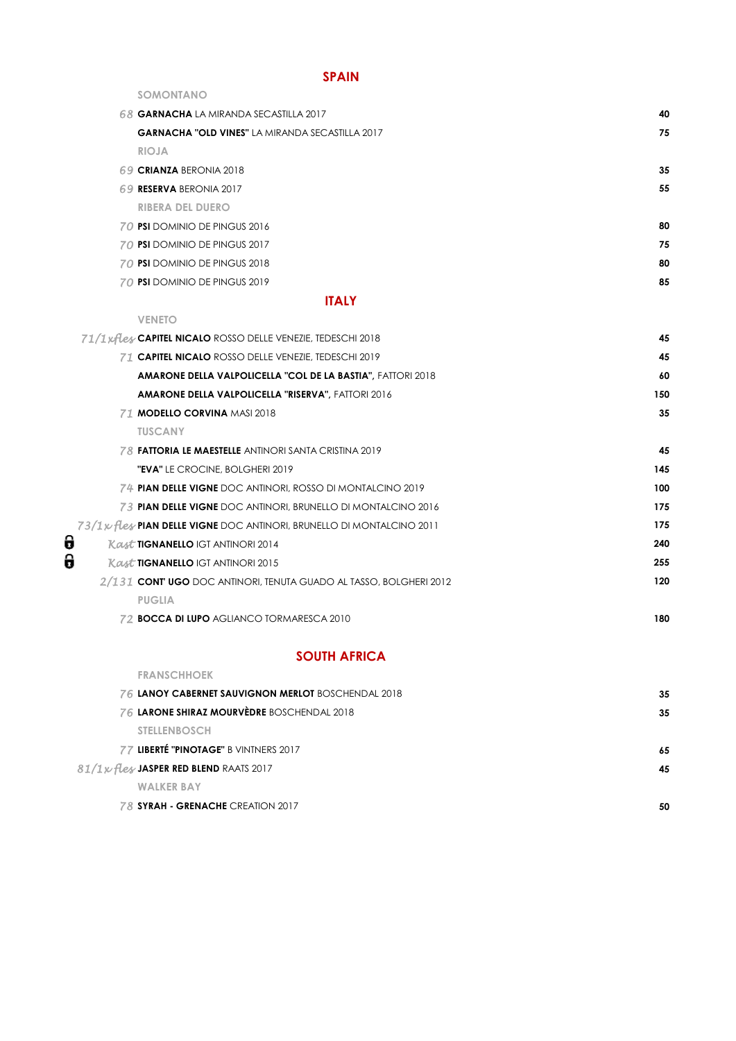## SPAIN

### SOMONTANO

| | Wine | Price |
|---|---|---|
| *68* | **GARNACHA** LA MIRANDA SECASTILLA 2017 | 40 |
| | **GARNACHA "OLD VINES"** LA MIRANDA SECASTILLA 2017 | 75 |

### RIOJA

| | Wine | Price |
|---|---|---|
| *69* | **CRIANZA** BERONIA 2018 | 35 |
| *69* | **RESERVA** BERONIA 2017 | 55 |

### RIBERA DEL DUERO

| | Wine | Price |
|---|---|---|
| *70* | **PSI** DOMINIO DE PINGUS 2016 | 80 |
| *70* | **PSI** DOMINIO DE PINGUS 2017 | 75 |
| *70* | **PSI** DOMINIO DE PINGUS 2018 | 80 |
| *70* | **PSI** DOMINIO DE PINGUS 2019 | 85 |

## ITALY

### VENETO

| | Wine | Price |
|---|---|---|
| *71/1xfles* | **CAPITEL NICALO** ROSSO DELLE VENEZIE, TEDESCHI 2018 | 45 |
| *71* | **CAPITEL NICALO** ROSSO DELLE VENEZIE, TEDESCHI 2019 | 45 |
| | **AMARONE DELLA VALPOLICELLA "COL DE LA BASTIA",** FATTORI 2018 | 60 |
| | **AMARONE DELLA VALPOLICELLA "RISERVA",** FATTORI 2016 | 150 |
| *71* | **MODELLO CORVINA** MASI 2018 | 35 |

### TUSCANY

| | Wine | Price |
|---|---|---|
| *78* | **FATTORIA LE MAESTELLE** ANTINORI SANTA CRISTINA 2019 | 45 |
| | **"EVA"** LE CROCINE, BOLGHERI 2019 | 145 |
| *74* | **PIAN DELLE VIGNE** DOC ANTINORI, ROSSO DI MONTALCINO 2019 | 100 |
| *73* | **PIAN DELLE VIGNE** DOC ANTINORI, BRUNELLO DI MONTALCINO 2016 | 175 |
| *73/1x fles* | **PIAN DELLE VIGNE** DOC ANTINORI, BRUNELLO DI MONTALCINO 2011 | 175 |
| *Kast* | **TIGNANELLO** IGT ANTINORI 2014 | 240 |
| *Kast* | **TIGNANELLO** IGT ANTINORI 2015 | 255 |
| *2/131* | **CONT' UGO** DOC ANTINORI, TENUTA GUADO AL TASSO, BOLGHERI 2012 | 120 |

### PUGLIA

| | Wine | Price |
|---|---|---|
| *72* | **BOCCA DI LUPO** AGLIANCO TORMARESCA 2010 | 180 |

## SOUTH AFRICA

### FRANSCHHOEK

| | Wine | Price |
|---|---|---|
| *76* | **LANOY CABERNET SAUVIGNON MERLOT** BOSCHENDAL 2018 | 35 |
| *76* | **LARONE SHIRAZ MOURVÈDRE** BOSCHENDAL 2018 | 35 |

### STELLENBOSCH

| | Wine | Price |
|---|---|---|
| *77* | **LIBERTÉ "PINOTAGE"** B VINTNERS 2017 | 65 |
| *81/1x fles* | **JASPER RED BLEND** RAATS 2017 | 45 |

### WALKER BAY

| | Wine | Price |
|---|---|---|
| *78* | **SYRAH - GRENACHE** CREATION 2017 | 50 |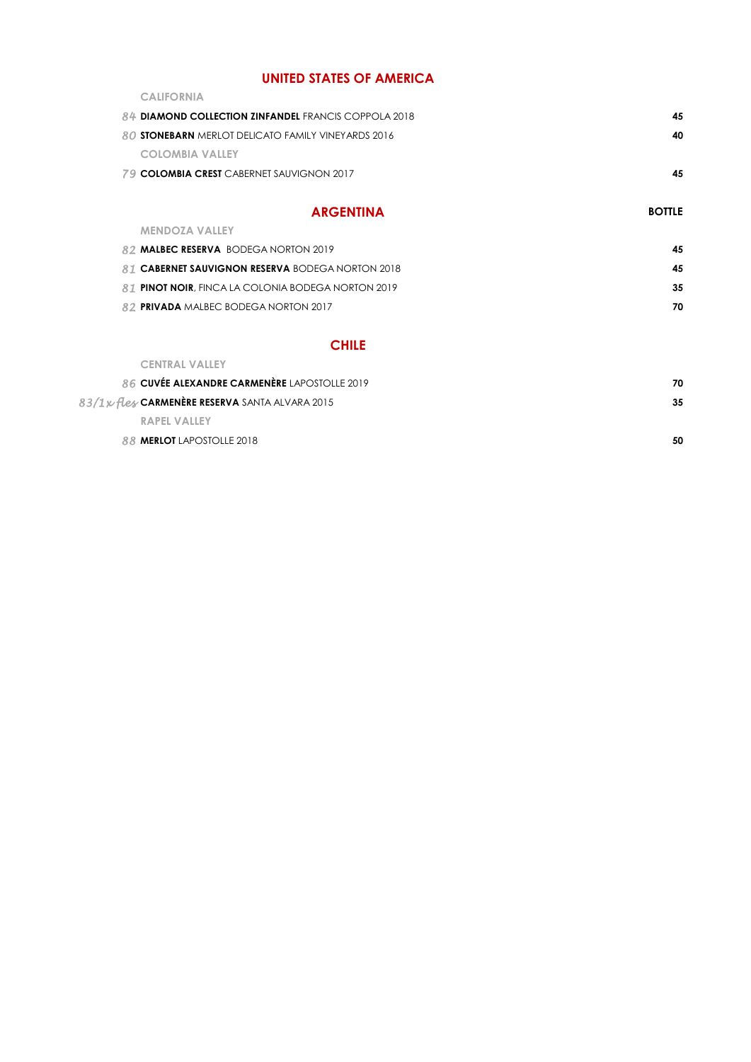## UNITED STATES OF AMERICA

### CALIFORNIA

*84* **DIAMOND COLLECTION ZINFANDEL** FRANCIS COPPOLA 2018 — **45**

*80* **STONEBARN** MERLOT DELICATO FAMILY VINEYARDS 2016 — **40**

### COLOMBIA VALLEY

*79* **COLOMBIA CREST** CABERNET SAUVIGNON 2017 — **45**

## ARGENTINA

**BOTTLE**

### MENDOZA VALLEY

*82* **MALBEC RESERVA** BODEGA NORTON 2019 — **45**

*81* **CABERNET SAUVIGNON RESERVA** BODEGA NORTON 2018 — **45**

*81* **PINOT NOIR**, FINCA LA COLONIA BODEGA NORTON 2019 — **35**

*82* **PRIVADA** MALBEC BODEGA NORTON 2017 — **70**

## CHILE

### CENTRAL VALLEY

*86* **CUVÉE ALEXANDRE CARMENÈRE** LAPOSTOLLE 2019 — **70**

*83/1x fles* **CARMENÈRE RESERVA** SANTA ALVARA 2015 — **35**

### RAPEL VALLEY

*88* **MERLOT** LAPOSTOLLE 2018 — **50**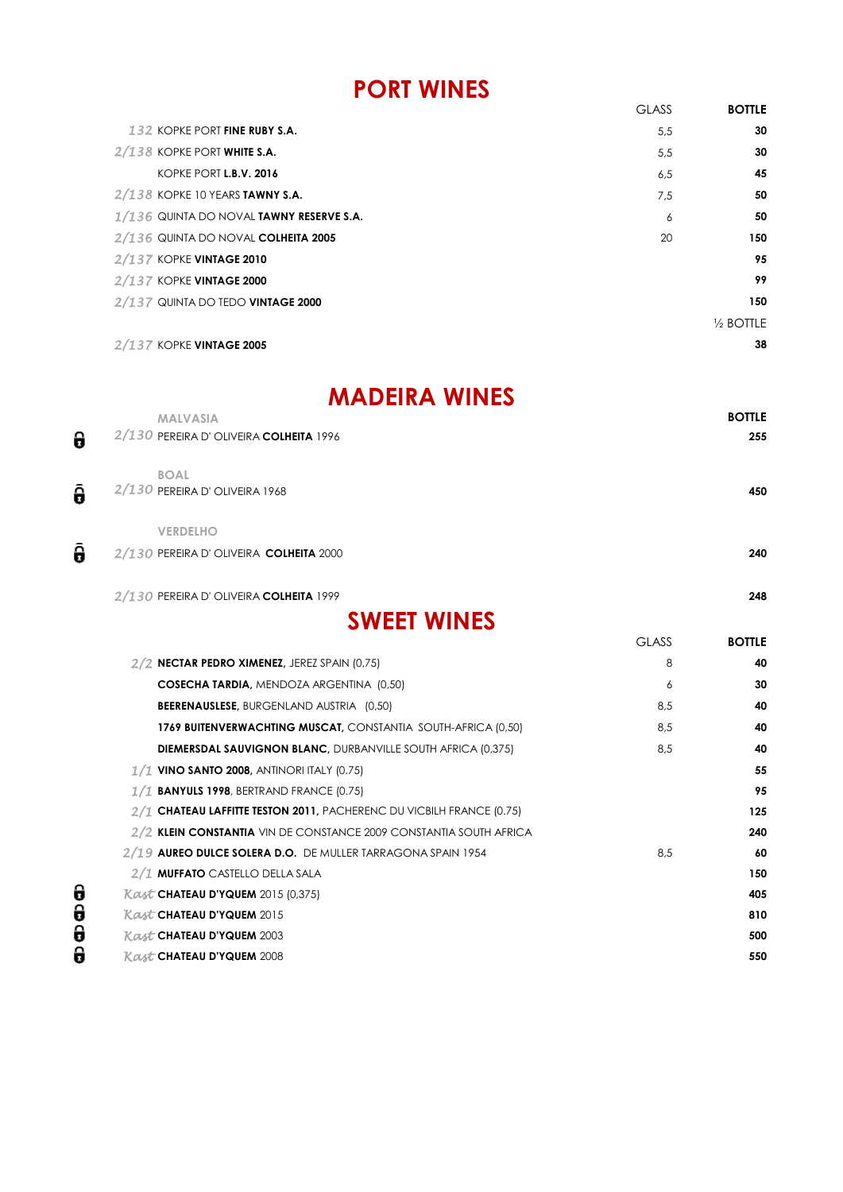# PORT WINES

| | GLASS | BOTTLE |
|---|---|---|
| *132* KOPKE PORT **FINE RUBY S.A.** | 5,5 | **30** |
| *2/138* KOPKE PORT **WHITE S.A.** | 5,5 | **30** |
| KOPKE PORT **L.B.V. 2016** | 6,5 | **45** |
| *2/138* KOPKE 10 YEARS **TAWNY S.A.** | 7,5 | **50** |
| *1/136* QUINTA DO NOVAL **TAWNY RESERVE S.A.** | 6 | **50** |
| *2/136* QUINTA DO NOVAL **COLHEITA 2005** | 20 | **150** |
| *2/137* KOPKE **VINTAGE 2010** | | **95** |
| *2/137* KOPKE **VINTAGE 2000** | | **99** |
| *2/137* QUINTA DO TEDO **VINTAGE 2000** | | **150** |
| | | ½ BOTTLE |
| *2/137* KOPKE **VINTAGE 2005** | | **38** |

# MADEIRA WINES

| | BOTTLE |
|---|---|
| **MALVASIA** | |
| *2/130* PEREIRA D' OLIVEIRA **COLHEITA** 1996 | **255** |
| **BOAL** | |
| *2/130* PEREIRA D' OLIVEIRA 1968 | **450** |
| **VERDELHO** | |
| *2/130* PEREIRA D' OLIVEIRA **COLHEITA** 2000 | **240** |
| *2/130* PEREIRA D' OLIVEIRA **COLHEITA** 1999 | **248** |

# SWEET WINES

| | GLASS | BOTTLE |
|---|---|---|
| *2/2* **NECTAR PEDRO XIMENEZ**, JEREZ SPAIN (0,75) | 8 | **40** |
| **COSECHA TARDIA**, MENDOZA ARGENTINA (0,50) | 6 | **30** |
| **BEERENAUSLESE**, BURGENLAND AUSTRIA (0,50) | 8,5 | **40** |
| **1769 BUITENVERWACHTING MUSCAT**, CONSTANTIA SOUTH-AFRICA (0,50) | 8,5 | **40** |
| **DIEMERSDAL SAUVIGNON BLANC**, DURBANVILLE SOUTH AFRICA (0,375) | 8,5 | **40** |
| *1/1* **VINO SANTO 2008**, ANTINORI ITALY (0.75) | | **55** |
| *1/1* **BANYULS 1998**, BERTRAND FRANCE (0.75) | | **95** |
| *2/1* **CHATEAU LAFFITTE TESTON 2011**, PACHERENC DU VICBILH FRANCE (0.75) | | **125** |
| *2/2* **KLEIN CONSTANTIA** VIN DE CONSTANCE 2009 CONSTANTIA SOUTH AFRICA | | **240** |
| *2/19* **AUREO DULCE SOLERA D.O.** DE MULLER TARRAGONA SPAIN 1954 | 8,5 | **60** |
| *2/1* **MUFFATO** CASTELLO DELLA SALA | | **150** |
| *Kast* **CHATEAU D'YQUEM** 2015 (0,375) | | **405** |
| *Kast* **CHATEAU D'YQUEM** 2015 | | **810** |
| *Kast* **CHATEAU D'YQUEM** 2003 | | **500** |
| *Kast* **CHATEAU D'YQUEM** 2008 | | **550** |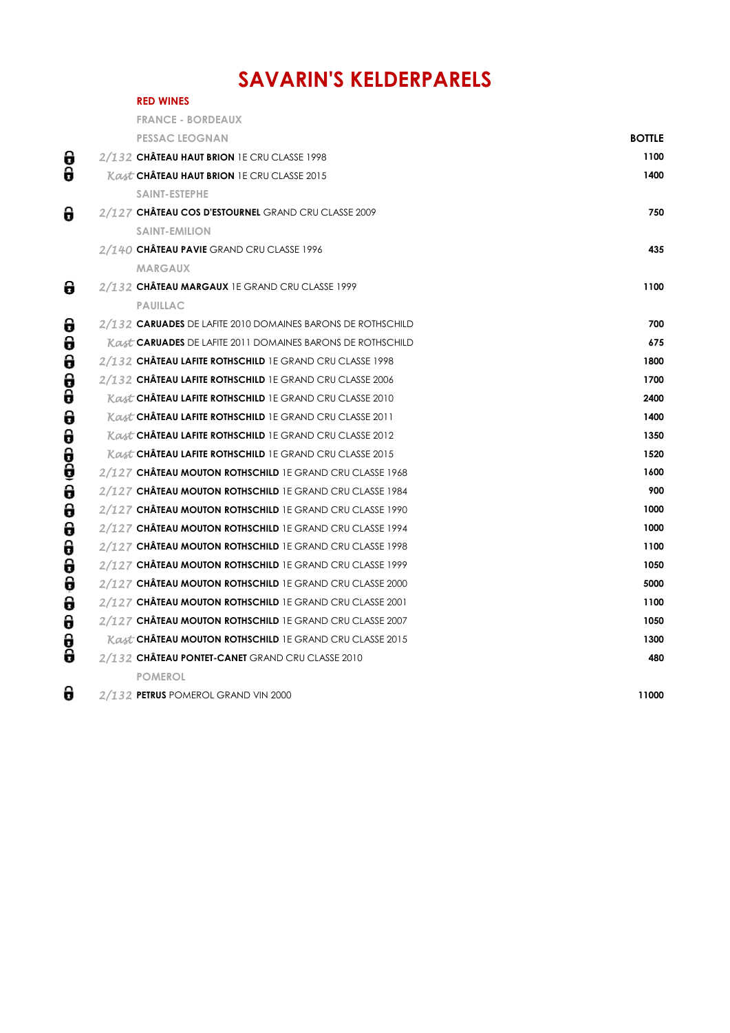# SAVARIN'S KELDERPARELS

## RED WINES

### FRANCE - BORDEAUX

| | | BOTTLE |
|---|---|---|
| | **PESSAC LEOGNAN** | |
| 2/132 | **CHÂTEAU HAUT BRION** 1E CRU CLASSE 1998 | 1100 |
| Kast | **CHÂTEAU HAUT BRION** 1E CRU CLASSE 2015 | 1400 |
| | **SAINT-ESTEPHE** | |
| 2/127 | **CHÂTEAU COS D'ESTOURNEL** GRAND CRU CLASSE 2009 | 750 |
| | **SAINT-EMILION** | |
| 2/140 | **CHÂTEAU PAVIE** GRAND CRU CLASSE 1996 | 435 |
| | **MARGAUX** | |
| 2/132 | **CHÂTEAU MARGAUX** 1E GRAND CRU CLASSE 1999 | 1100 |
| | **PAUILLAC** | |
| 2/132 | **CARUADES** DE LAFITE 2010 DOMAINES BARONS DE ROTHSCHILD | 700 |
| Kast | **CARUADES** DE LAFITE 2011 DOMAINES BARONS DE ROTHSCHILD | 675 |
| 2/132 | **CHÂTEAU LAFITE ROTHSCHILD** 1E GRAND CRU CLASSE 1998 | 1800 |
| 2/132 | **CHÂTEAU LAFITE ROTHSCHILD** 1E GRAND CRU CLASSE 2006 | 1700 |
| Kast | **CHÂTEAU LAFITE ROTHSCHILD** 1E GRAND CRU CLASSE 2010 | 2400 |
| Kast | **CHÂTEAU LAFITE ROTHSCHILD** 1E GRAND CRU CLASSE 2011 | 1400 |
| Kast | **CHÂTEAU LAFITE ROTHSCHILD** 1E GRAND CRU CLASSE 2012 | 1350 |
| Kast | **CHÂTEAU LAFITE ROTHSCHILD** 1E GRAND CRU CLASSE 2015 | 1520 |
| 2/127 | **CHÂTEAU MOUTON ROTHSCHILD** 1E GRAND CRU CLASSE 1968 | 1600 |
| 2/127 | **CHÂTEAU MOUTON ROTHSCHILD** 1E GRAND CRU CLASSE 1984 | 900 |
| 2/127 | **CHÂTEAU MOUTON ROTHSCHILD** 1E GRAND CRU CLASSE 1990 | 1000 |
| 2/127 | **CHÂTEAU MOUTON ROTHSCHILD** 1E GRAND CRU CLASSE 1994 | 1000 |
| 2/127 | **CHÂTEAU MOUTON ROTHSCHILD** 1E GRAND CRU CLASSE 1998 | 1100 |
| 2/127 | **CHÂTEAU MOUTON ROTHSCHILD** 1E GRAND CRU CLASSE 1999 | 1050 |
| 2/127 | **CHÂTEAU MOUTON ROTHSCHILD** 1E GRAND CRU CLASSE 2000 | 5000 |
| 2/127 | **CHÂTEAU MOUTON ROTHSCHILD** 1E GRAND CRU CLASSE 2001 | 1100 |
| 2/127 | **CHÂTEAU MOUTON ROTHSCHILD** 1E GRAND CRU CLASSE 2007 | 1050 |
| Kast | **CHÂTEAU MOUTON ROTHSCHILD** 1E GRAND CRU CLASSE 2015 | 1300 |
| 2/132 | **CHÂTEAU PONTET-CANET** GRAND CRU CLASSE 2010 | 480 |
| | **POMEROL** | |
| 2/132 | **PETRUS** POMEROL GRAND VIN 2000 | 11000 |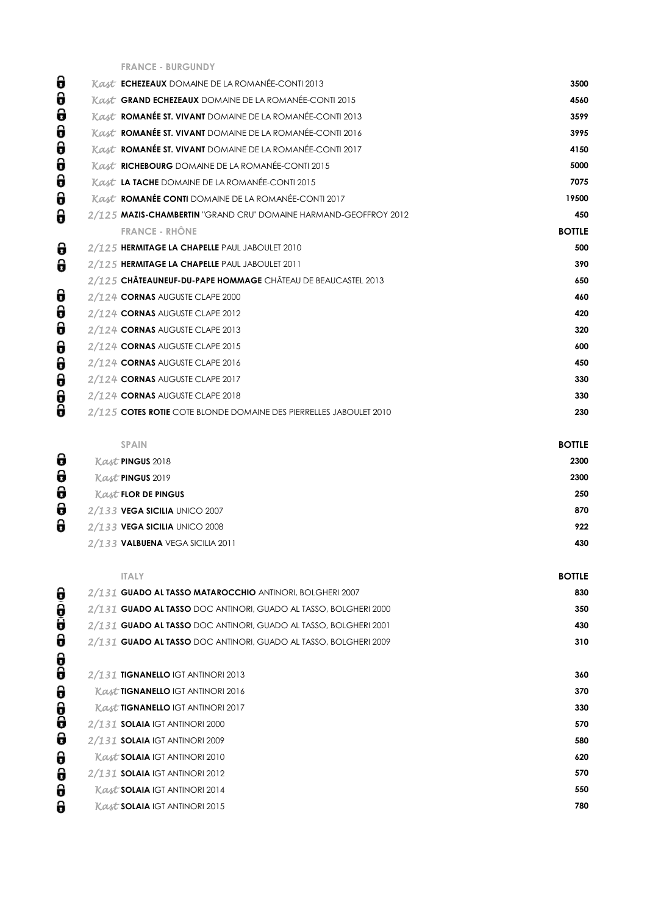**FRANCE - BURGUNDY**

| | | |
|---|---|---|
| *Kast* | **ECHEZEAUX** DOMAINE DE LA ROMANÉE-CONTI 2013 | **3500** |
| *Kast* | **GRAND ECHEZEAUX** DOMAINE DE LA ROMANÉE-CONTI 2015 | **4560** |
| *Kast* | **ROMANÉE ST. VIVANT** DOMAINE DE LA ROMANÉE-CONTI 2013 | **3599** |
| *Kast* | **ROMANÉE ST. VIVANT** DOMAINE DE LA ROMANÉE-CONTI 2016 | **3995** |
| *Kast* | **ROMANÉE ST. VIVANT** DOMAINE DE LA ROMANÉE-CONTI 2017 | **4150** |
| *Kast* | **RICHEBOURG** DOMAINE DE LA ROMANÉE-CONTI 2015 | **5000** |
| *Kast* | **LA TACHE** DOMAINE DE LA ROMANÉE-CONTI 2015 | **7075** |
| *Kast* | **ROMANÉE CONTI** DOMAINE DE LA ROMANÉE-CONTI 2017 | **19500** |
| *2/125* | **MAZIS-CHAMBERTIN** "GRAND CRU" DOMAINE HARMAND-GEOFFROY 2012 | **450** |

**FRANCE - RHÔNE**

| | | **BOTTLE** |
|---|---|---|
| *2/125* | **HERMITAGE LA CHAPELLE** PAUL JABOULET 2010 | **500** |
| *2/125* | **HERMITAGE LA CHAPELLE** PAUL JABOULET 2011 | **390** |
| *2/125* | **CHÂTEAUNEUF-DU-PAPE HOMMAGE** CHÂTEAU DE BEAUCASTEL 2013 | **650** |
| *2/124* | **CORNAS** AUGUSTE CLAPE 2000 | **460** |
| *2/124* | **CORNAS** AUGUSTE CLAPE 2012 | **420** |
| *2/124* | **CORNAS** AUGUSTE CLAPE 2013 | **320** |
| *2/124* | **CORNAS** AUGUSTE CLAPE 2015 | **600** |
| *2/124* | **CORNAS** AUGUSTE CLAPE 2016 | **450** |
| *2/124* | **CORNAS** AUGUSTE CLAPE 2017 | **330** |
| *2/124* | **CORNAS** AUGUSTE CLAPE 2018 | **330** |
| *2/125* | **COTES ROTIE** COTE BLONDE DOMAINE DES PIERRELLES JABOULET 2010 | **230** |

**SPAIN**

| | | **BOTTLE** |
|---|---|---|
| *Kast* | **PINGUS** 2018 | **2300** |
| *Kast* | **PINGUS** 2019 | **2300** |
| *Kast* | **FLOR DE PINGUS** | **250** |
| *2/133* | **VEGA SICILIA** UNICO 2007 | **870** |
| *2/133* | **VEGA SICILIA** UNICO 2008 | **922** |
| *2/133* | **VALBUENA** VEGA SICILIA 2011 | **430** |

**ITALY**

| | | **BOTTLE** |
|---|---|---|
| *2/131* | **GUADO AL TASSO MATAROCCHIO** ANTINORI, BOLGHERI 2007 | **830** |
| *2/131* | **GUADO AL TASSO** DOC ANTINORI, GUADO AL TASSO, BOLGHERI 2000 | **350** |
| *2/131* | **GUADO AL TASSO** DOC ANTINORI, GUADO AL TASSO, BOLGHERI 2001 | **430** |
| *2/131* | **GUADO AL TASSO** DOC ANTINORI, GUADO AL TASSO, BOLGHERI 2009 | **310** |
| *2/131* | **TIGNANELLO** IGT ANTINORI 2013 | **360** |
| *Kast* | **TIGNANELLO** IGT ANTINORI 2016 | **370** |
| *Kast* | **TIGNANELLO** IGT ANTINORI 2017 | **330** |
| *2/131* | **SOLAIA** IGT ANTINORI 2000 | **570** |
| *2/131* | **SOLAIA** IGT ANTINORI 2009 | **580** |
| *Kast* | **SOLAIA** IGT ANTINORI 2010 | **620** |
| *2/131* | **SOLAIA** IGT ANTINORI 2012 | **570** |
| *Kast* | **SOLAIA** IGT ANTINORI 2014 | **550** |
| *Kast* | **SOLAIA** IGT ANTINORI 2015 | **780** |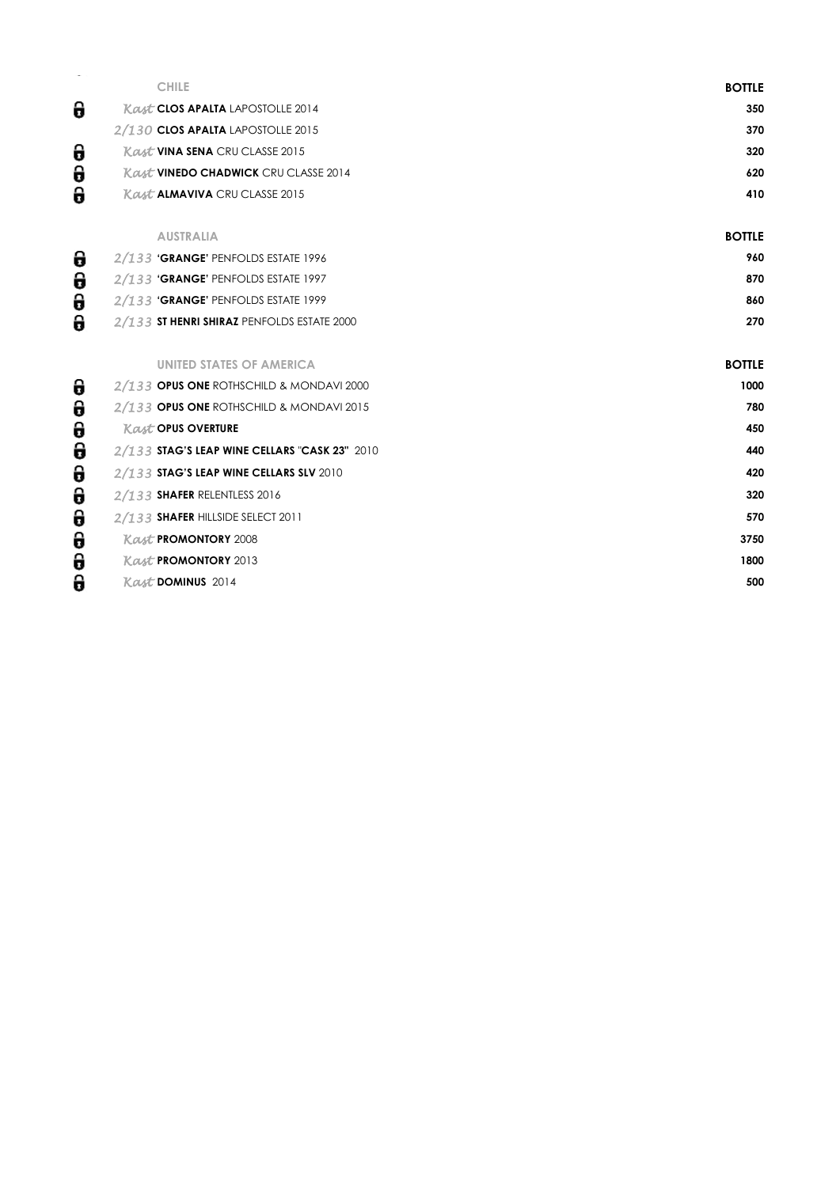| CHILE | BOTTLE |
|---|---|
| *Kast* **CLOS APALTA** LAPOSTOLLE 2014 | 350 |
| *2/130* **CLOS APALTA** LAPOSTOLLE 2015 | 370 |
| *Kast* **VINA SENA** CRU CLASSE 2015 | 320 |
| *Kast* **VINEDO CHADWICK** CRU CLASSE 2014 | 620 |
| *Kast* **ALMAVIVA** CRU CLASSE 2015 | 410 |

| AUSTRALIA | BOTTLE |
|---|---|
| *2/133* **'GRANGE'** PENFOLDS ESTATE 1996 | 960 |
| *2/133* **'GRANGE'** PENFOLDS ESTATE 1997 | 870 |
| *2/133* **'GRANGE'** PENFOLDS ESTATE 1999 | 860 |
| *2/133* **ST HENRI SHIRAZ** PENFOLDS ESTATE 2000 | 270 |

| UNITED STATES OF AMERICA | BOTTLE |
|---|---|
| *2/133* **OPUS ONE** ROTHSCHILD & MONDAVI 2000 | 1000 |
| *2/133* **OPUS ONE** ROTHSCHILD & MONDAVI 2015 | 780 |
| *Kast* **OPUS OVERTURE** | 450 |
| *2/133* **STAG'S LEAP WINE CELLARS "CASK 23"** 2010 | 440 |
| *2/133* **STAG'S LEAP WINE CELLARS SLV** 2010 | 420 |
| *2/133* **SHAFER** RELENTLESS 2016 | 320 |
| *2/133* **SHAFER** HILLSIDE SELECT 2011 | 570 |
| *Kast* **PROMONTORY** 2008 | 3750 |
| *Kast* **PROMONTORY** 2013 | 1800 |
| *Kast* **DOMINUS** 2014 | 500 |